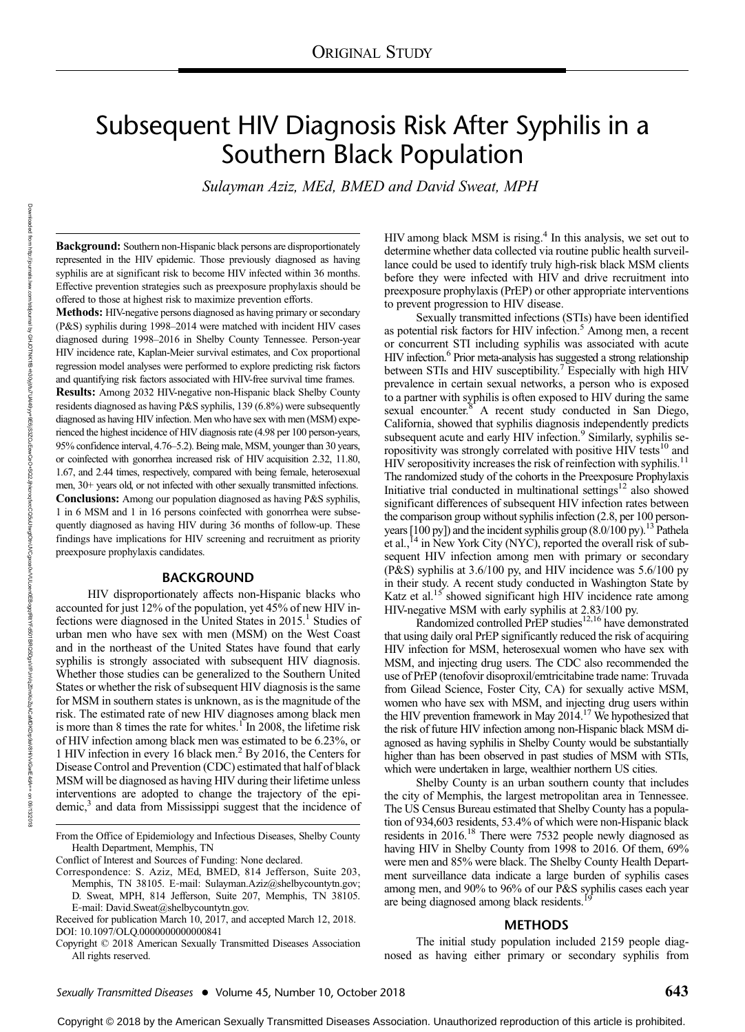ORIGINAL STUDY

# Subsequent HIV Diagnosis Risk After Syphilis in a Southern Black Population

*Sulayman Aziz, MEd, BMED and David Sweat, MPH*

**Background:** Southern non-Hispanic black persons are disproportionately represented in the HIV epidemic. Those previously diagnosed as having syphilis are at significant risk to become HIV infected within 36 months. Effective prevention strategies such as preexposure prophylaxis should be offered to those at highest risk to maximize prevention efforts.

**Methods:** HIV-negative persons diagnosed as having primary or secondary (P&S) syphilis during 1998–2014 were matched with incident HIV cases diagnosed during 1998–2016 in Shelby County Tennessee. Person-year HIV incidence rate, Kaplan-Meier survival estimates, and Cox proportional regression model analyses were performed to explore predicting risk factors and quantifying risk factors associated with HIV-free survival time frames.

**Results:** Among 2032 HIV-negative non-Hispanic black Shelby County residents diagnosed as having P&S syphilis, 139 (6.8%) were subsequently diagnosed as having HIV infection. Men who have sex with men (MSM) experienced the highest incidence of HIV diagnosis rate (4.98 per 100 person-years, 95% confidence interval, 4.76–5.2). Being male, MSM, younger than 30 years, or coinfected with gonorrhea increased risk of HIV acquisition 2.32, 11.80, 1.67, and 2.44 times, respectively, compared with being female, heterosexual men, 30+ years old, or not infected with other sexually transmitted infections.

**Conclusions:** Among our population diagnosed as having P&S syphilis, 1 in 6 MSM and 1 in 16 persons coinfected with gonorrhea were subsequently diagnosed as having HIV during 36 months of follow-up. These findings have implications for HIV screening and recruitment as priority preexposure prophylaxis candidates.

## BACKGROUND

HIV disproportionately affects non-Hispanic blacks who accounted for just 12% of the population, yet 45% of new HIV infections were diagnosed in the United States in 2015.[1] Studies of urban men who have sex with men (MSM) on the West Coast and in the northeast of the United States have found that early syphilis is strongly associated with subsequent HIV diagnosis. Whether those studies can be generalized to the Southern United States or whether the risk of subsequent HIV diagnosis is the same for MSM in southern states is unknown, as is the magnitude of the risk. The estimated rate of new HIV diagnoses among black men is more than 8 times the rate for whites.[1] In 2008, the lifetime risk of HIV infection among black men was estimated to be 6.23%, or 1 HIV infection in every 16 black men.[2] By 2016, the Centers for Disease Control and Prevention (CDC) estimated that half of black MSM will be diagnosed as having HIV during their lifetime unless interventions are adopted to change the trajectory of the epidemic,[3] and data from Mississippi suggest that the incidence of HIV among black MSM is rising.[4] In this analysis, we set out to determine whether data collected via routine public health surveillance could be used to identify truly high-risk black MSM clients before they were infected with HIV and drive recruitment into preexposure prophylaxis (PrEP) or other appropriate interventions to prevent progression to HIV disease.

Sexually transmitted infections (STIs) have been identified as potential risk factors for HIV infection.[5] Among men, a recent or concurrent STI including syphilis was associated with acute HIV infection.[6] Prior meta-analysis has suggested a strong relationship between STIs and HIV susceptibility.[7] Especially with high HIV prevalence in certain sexual networks, a person who is exposed to a partner with syphilis is often exposed to HIV during the same sexual encounter.[8] A recent study conducted in San Diego, California, showed that syphilis diagnosis independently predicts subsequent acute and early HIV infection.[9] Similarly, syphilis seropositivity was strongly correlated with positive HIV tests[10] and HIV seropositivity increases the risk of reinfection with syphilis.[11] The randomized study of the cohorts in the Preexposure Prophylaxis Initiative trial conducted in multinational settings[12] also showed significant differences of subsequent HIV infection rates between the comparison group without syphilis infection (2.8, per 100 person-years [100 py]) and the incident syphilis group (8.0/100 py).[13] Pathela et al.,[14] in New York City (NYC), reported the overall risk of subsequent HIV infection among men with primary or secondary (P&S) syphilis at 3.6/100 py, and HIV incidence was 5.6/100 py in their study. A recent study conducted in Washington State by Katz et al.[15] showed significant high HIV incidence rate among HIV-negative MSM with early syphilis at 2.83/100 py.

Randomized controlled PrEP studies[12,16] have demonstrated that using daily oral PrEP significantly reduced the risk of acquiring HIV infection for MSM, heterosexual women who have sex with MSM, and injecting drug users. The CDC also recommended the use of PrEP (tenofovir disoproxil/emtricitabine trade name: Truvada from Gilead Science, Foster City, CA) for sexually active MSM, women who have sex with MSM, and injecting drug users within the HIV prevention framework in May 2014.[17] We hypothesized that the risk of future HIV infection among non-Hispanic black MSM diagnosed as having syphilis in Shelby County would be substantially higher than has been observed in past studies of MSM with STIs, which were undertaken in large, wealthier northern US cities.

Shelby County is an urban southern county that includes the city of Memphis, the largest metropolitan area in Tennessee. The US Census Bureau estimated that Shelby County has a population of 934,603 residents, 53.4% of which were non-Hispanic black residents in 2016.[18] There were 7532 people newly diagnosed as having HIV in Shelby County from 1998 to 2016. Of them, 69% were men and 85% were black. The Shelby County Health Department surveillance data indicate a large burden of syphilis cases among men, and 90% to 96% of our P&S syphilis cases each year are being diagnosed among black residents.[19]

## METHODS

The initial study population included 2159 people diagnosed as having either primary or secondary syphilis from

From the Office of Epidemiology and Infectious Diseases, Shelby County Health Department, Memphis, TN

Conflict of Interest and Sources of Funding: None declared.

Correspondence: S. Aziz, MEd, BMED, 814 Jefferson, Suite 203, Memphis, TN 38105. E-mail: Sulayman.Aziz@shelbycountytn.gov; D. Sweat, MPH, 814 Jefferson, Suite 207, Memphis, TN 38105. E-mail: David.Sweat@shelbycountytn.gov.

Received for publication March 10, 2017, and accepted March 12, 2018.

DOI: 10.1097/OLQ.0000000000000841

Copyright © 2018 American Sexually Transmitted Diseases Association All rights reserved.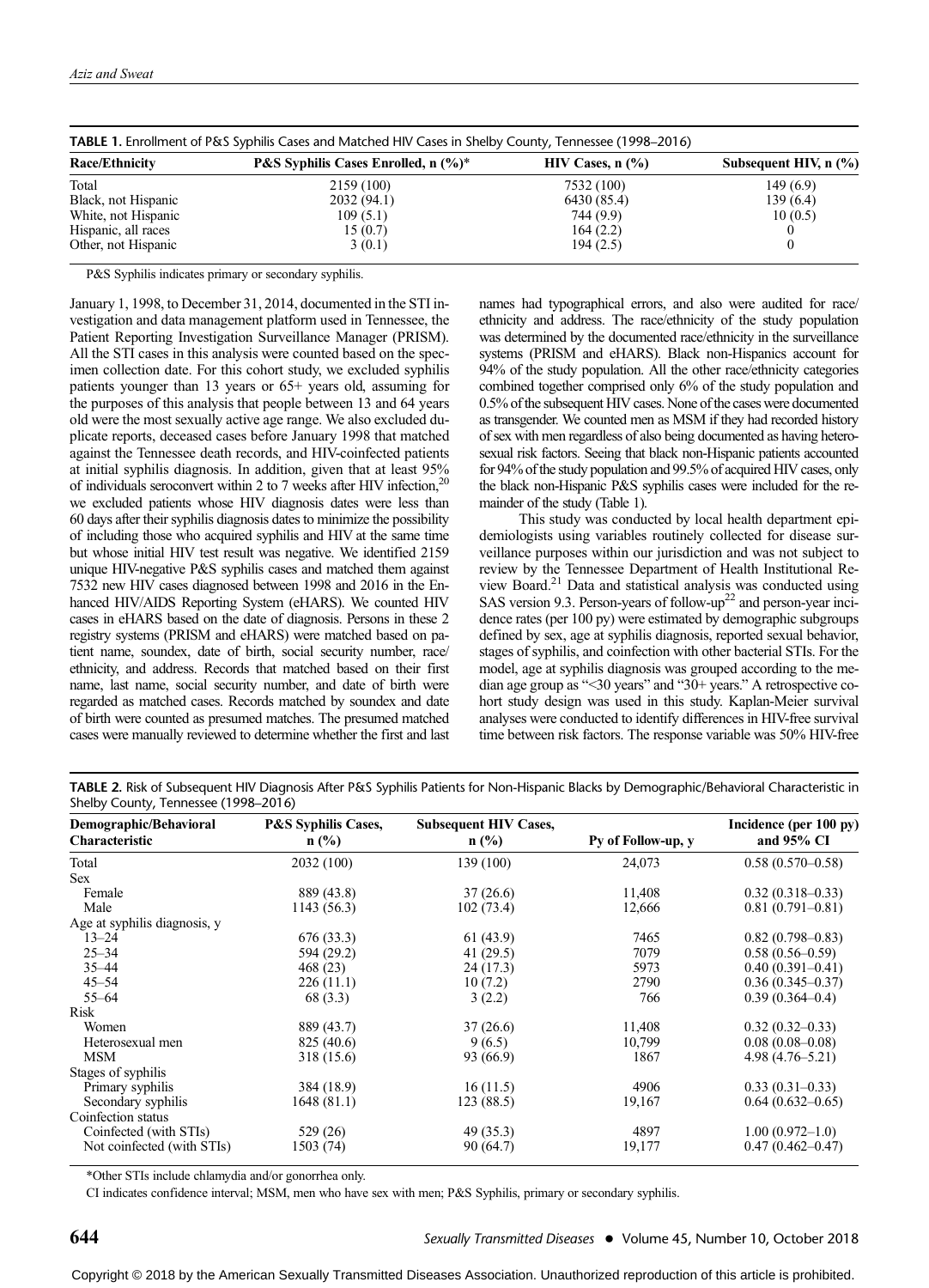**TABLE 1.** Enrollment of P&S Syphilis Cases and Matched HIV Cases in Shelby County, Tennessee (1998–2016)

| Race/Ethnicity | P&S Syphilis Cases Enrolled, n (%)* | HIV Cases, n (%) | Subsequent HIV, n (%) |
|---|---|---|---|
| Total | 2159 (100) | 7532 (100) | 149 (6.9) |
| Black, not Hispanic | 2032 (94.1) | 6430 (85.4) | 139 (6.4) |
| White, not Hispanic | 109 (5.1) | 744 (9.9) | 10 (0.5) |
| Hispanic, all races | 15 (0.7) | 164 (2.2) | 0 |
| Other, not Hispanic | 3 (0.1) | 194 (2.5) | 0 |

P&S Syphilis indicates primary or secondary syphilis.

January 1, 1998, to December 31, 2014, documented in the STI investigation and data management platform used in Tennessee, the Patient Reporting Investigation Surveillance Manager (PRISM). All the STI cases in this analysis were counted based on the specimen collection date. For this cohort study, we excluded syphilis patients younger than 13 years or 65+ years old, assuming for the purposes of this analysis that people between 13 and 64 years old were the most sexually active age range. We also excluded duplicate reports, deceased cases before January 1998 that matched against the Tennessee death records, and HIV-coinfected patients at initial syphilis diagnosis. In addition, given that at least 95% of individuals seroconvert within 2 to 7 weeks after HIV infection,[20] we excluded patients whose HIV diagnosis dates were less than 60 days after their syphilis diagnosis dates to minimize the possibility of including those who acquired syphilis and HIV at the same time but whose initial HIV test result was negative. We identified 2159 unique HIV-negative P&S syphilis cases and matched them against 7532 new HIV cases diagnosed between 1998 and 2016 in the Enhanced HIV/AIDS Reporting System (eHARS). We counted HIV cases in eHARS based on the date of diagnosis. Persons in these 2 registry systems (PRISM and eHARS) were matched based on patient name, soundex, date of birth, social security number, race/ethnicity, and address. Records that matched based on their first name, last name, social security number, and date of birth were regarded as matched cases. Records matched by soundex and date of birth were counted as presumed matches. The presumed matched cases were manually reviewed to determine whether the first and last names had typographical errors, and also were audited for race/ethnicity and address. The race/ethnicity of the study population was determined by the documented race/ethnicity in the surveillance systems (PRISM and eHARS). Black non-Hispanics account for 94% of the study population. All the other race/ethnicity categories combined together comprised only 6% of the study population and 0.5% of the subsequent HIV cases. None of the cases were documented as transgender. We counted men as MSM if they had recorded history of sex with men regardless of also being documented as having heterosexual risk factors. Seeing that black non-Hispanic patients accounted for 94% of the study population and 99.5% of acquired HIV cases, only the black non-Hispanic P&S syphilis cases were included for the remainder of the study (Table 1).

This study was conducted by local health department epidemiologists using variables routinely collected for disease surveillance purposes within our jurisdiction and was not subject to review by the Tennessee Department of Health Institutional Review Board.[21] Data and statistical analysis was conducted using SAS version 9.3. Person-years of follow-up[22] and person-year incidence rates (per 100 py) were estimated by demographic subgroups defined by sex, age at syphilis diagnosis, reported sexual behavior, stages of syphilis, and coinfection with other bacterial STIs. For the model, age at syphilis diagnosis was grouped according to the median age group as "<30 years" and "30+ years." A retrospective cohort study design was used in this study. Kaplan-Meier survival analyses were conducted to identify differences in HIV-free survival time between risk factors. The response variable was 50% HIV-free

**TABLE 2.** Risk of Subsequent HIV Diagnosis After P&S Syphilis Patients for Non-Hispanic Blacks by Demographic/Behavioral Characteristic in Shelby County, Tennessee (1998–2016)

| Demographic/Behavioral Characteristic | P&S Syphilis Cases, n (%) | Subsequent HIV Cases, n (%) | Py of Follow-up, y | Incidence (per 100 py) and 95% CI |
|---|---|---|---|---|
| Total | 2032 (100) | 139 (100) | 24,073 | 0.58 (0.570–0.58) |
| Sex | | | | |
| Female | 889 (43.8) | 37 (26.6) | 11,408 | 0.32 (0.318–0.33) |
| Male | 1143 (56.3) | 102 (73.4) | 12,666 | 0.81 (0.791–0.81) |
| Age at syphilis diagnosis, y | | | | |
| 13–24 | 676 (33.3) | 61 (43.9) | 7465 | 0.82 (0.798–0.83) |
| 25–34 | 594 (29.2) | 41 (29.5) | 7079 | 0.58 (0.56–0.59) |
| 35–44 | 468 (23) | 24 (17.3) | 5973 | 0.40 (0.391–0.41) |
| 45–54 | 226 (11.1) | 10 (7.2) | 2790 | 0.36 (0.345–0.37) |
| 55–64 | 68 (3.3) | 3 (2.2) | 766 | 0.39 (0.364–0.4) |
| Risk | | | | |
| Women | 889 (43.7) | 37 (26.6) | 11,408 | 0.32 (0.32–0.33) |
| Heterosexual men | 825 (40.6) | 9 (6.5) | 10,799 | 0.08 (0.08–0.08) |
| MSM | 318 (15.6) | 93 (66.9) | 1867 | 4.98 (4.76–5.21) |
| Stages of syphilis | | | | |
| Primary syphilis | 384 (18.9) | 16 (11.5) | 4906 | 0.33 (0.31–0.33) |
| Secondary syphilis | 1648 (81.1) | 123 (88.5) | 19,167 | 0.64 (0.632–0.65) |
| Coinfection status | | | | |
| Coinfected (with STIs) | 529 (26) | 49 (35.3) | 4897 | 1.00 (0.972–1.0) |
| Not coinfected (with STIs) | 1503 (74) | 90 (64.7) | 19,177 | 0.47 (0.462–0.47) |

*Other STIs include chlamydia and/or gonorrhea only.

CI indicates confidence interval; MSM, men who have sex with men; P&S Syphilis, primary or secondary syphilis.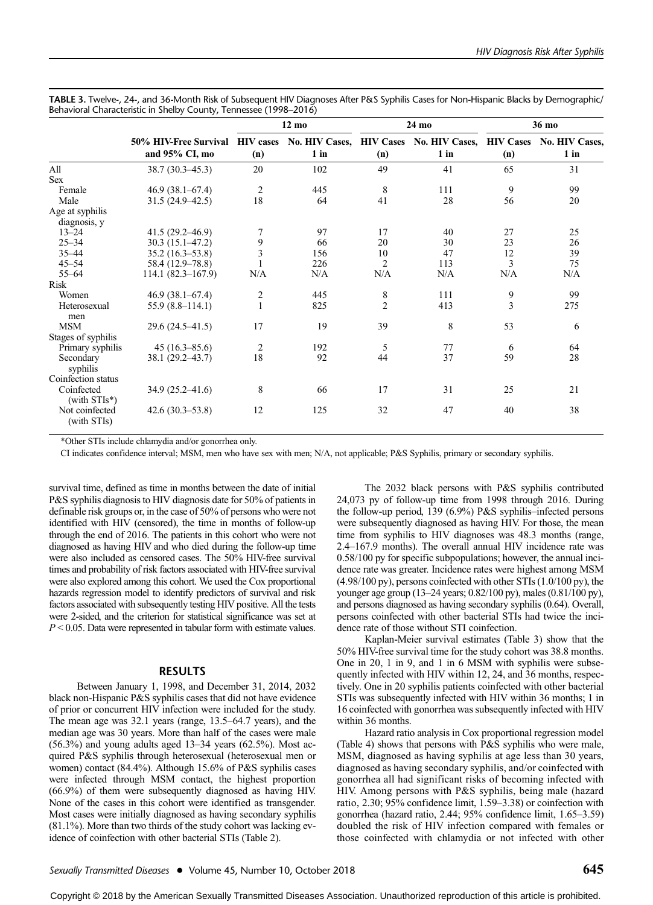**TABLE 3.** Twelve-, 24-, and 36-Month Risk of Subsequent HIV Diagnoses After P&S Syphilis Cases for Non-Hispanic Blacks by Demographic/Behavioral Characteristic in Shelby County, Tennessee (1998–2016)

| | 50% HIV-Free Survival and 95% CI, mo | 12 mo | | 24 mo | | 36 mo | |
|---|---|---|---|---|---|---|---|
| | | HIV cases (n) | No. HIV Cases, 1 in | HIV Cases (n) | No. HIV Cases, 1 in | HIV Cases (n) | No. HIV Cases, 1 in |
| All | 38.7 (30.3–45.3) | 20 | 102 | 49 | 41 | 65 | 31 |
| Sex | | | | | | | |
| Female | 46.9 (38.1–67.4) | 2 | 445 | 8 | 111 | 9 | 99 |
| Male | 31.5 (24.9–42.5) | 18 | 64 | 41 | 28 | 56 | 20 |
| Age at syphilis diagnosis, y | | | | | | | |
| 13–24 | 41.5 (29.2–46.9) | 7 | 97 | 17 | 40 | 27 | 25 |
| 25–34 | 30.3 (15.1–47.2) | 9 | 66 | 20 | 30 | 23 | 26 |
| 35–44 | 35.2 (16.3–53.8) | 3 | 156 | 10 | 47 | 12 | 39 |
| 45–54 | 58.4 (12.9–78.8) | 1 | 226 | 2 | 113 | 3 | 75 |
| 55–64 | 114.1 (82.3–167.9) | N/A | N/A | N/A | N/A | N/A | N/A |
| Risk | | | | | | | |
| Women | 46.9 (38.1–67.4) | 2 | 445 | 8 | 111 | 9 | 99 |
| Heterosexual men | 55.9 (8.8–114.1) | 1 | 825 | 2 | 413 | 3 | 275 |
| MSM | 29.6 (24.5–41.5) | 17 | 19 | 39 | 8 | 53 | 6 |
| Stages of syphilis | | | | | | | |
| Primary syphilis | 45 (16.3–85.6) | 2 | 192 | 5 | 77 | 6 | 64 |
| Secondary syphilis | 38.1 (29.2–43.7) | 18 | 92 | 44 | 37 | 59 | 28 |
| Coinfection status | | | | | | | |
| Coinfected (with STIs*) | 34.9 (25.2–41.6) | 8 | 66 | 17 | 31 | 25 | 21 |
| Not coinfected (with STIs) | 42.6 (30.3–53.8) | 12 | 125 | 32 | 47 | 40 | 38 |

*Other STIs include chlamydia and/or gonorrhea only.

CI indicates confidence interval; MSM, men who have sex with men; N/A, not applicable; P&S Syphilis, primary or secondary syphilis.

survival time, defined as time in months between the date of initial P&S syphilis diagnosis to HIV diagnosis date for 50% of patients in definable risk groups or, in the case of 50% of persons who were not identified with HIV (censored), the time in months of follow-up through the end of 2016. The patients in this cohort who were not diagnosed as having HIV and who died during the follow-up time were also included as censored cases. The 50% HIV-free survival times and probability of risk factors associated with HIV-free survival were also explored among this cohort. We used the Cox proportional hazards regression model to identify predictors of survival and risk factors associated with subsequently testing HIV positive. All the tests were 2-sided, and the criterion for statistical significance was set at $P < 0.05$. Data were represented in tabular form with estimate values.

## RESULTS

Between January 1, 1998, and December 31, 2014, 2032 black non-Hispanic P&S syphilis cases that did not have evidence of prior or concurrent HIV infection were included for the study. The mean age was 32.1 years (range, 13.5–64.7 years), and the median age was 30 years. More than half of the cases were male (56.3%) and young adults aged 13–34 years (62.5%). Most acquired P&S syphilis through heterosexual (heterosexual men or women) contact (84.4%). Although 15.6% of P&S syphilis cases were infected through MSM contact, the highest proportion (66.9%) of them were subsequently diagnosed as having HIV. None of the cases in this cohort were identified as transgender. Most cases were initially diagnosed as having secondary syphilis (81.1%). More than two thirds of the study cohort was lacking evidence of coinfection with other bacterial STIs (Table 2).

The 2032 black persons with P&S syphilis contributed 24,073 py of follow-up time from 1998 through 2016. During the follow-up period, 139 (6.9%) P&S syphilis–infected persons were subsequently diagnosed as having HIV. For those, the mean time from syphilis to HIV diagnoses was 48.3 months (range, 2.4–167.9 months). The overall annual HIV incidence rate was 0.58/100 py for specific subpopulations; however, the annual incidence rate was greater. Incidence rates were highest among MSM (4.98/100 py), persons coinfected with other STIs (1.0/100 py), the younger age group (13–24 years; 0.82/100 py), males (0.81/100 py), and persons diagnosed as having secondary syphilis (0.64). Overall, persons coinfected with other bacterial STIs had twice the incidence rate of those without STI coinfection.

Kaplan-Meier survival estimates (Table 3) show that the 50% HIV-free survival time for the study cohort was 38.8 months. One in 20, 1 in 9, and 1 in 6 MSM with syphilis were subsequently infected with HIV within 12, 24, and 36 months, respectively. One in 20 syphilis patients coinfected with other bacterial STIs was subsequently infected with HIV within 36 months; 1 in 16 coinfected with gonorrhea was subsequently infected with HIV within 36 months.

Hazard ratio analysis in Cox proportional regression model (Table 4) shows that persons with P&S syphilis who were male, MSM, diagnosed as having syphilis at age less than 30 years, diagnosed as having secondary syphilis, and/or coinfected with gonorrhea all had significant risks of becoming infected with HIV. Among persons with P&S syphilis, being male (hazard ratio, 2.30; 95% confidence limit, 1.59–3.38) or coinfection with gonorrhea (hazard ratio, 2.44; 95% confidence limit, 1.65–3.59) doubled the risk of HIV infection compared with females or those coinfected with chlamydia or not infected with other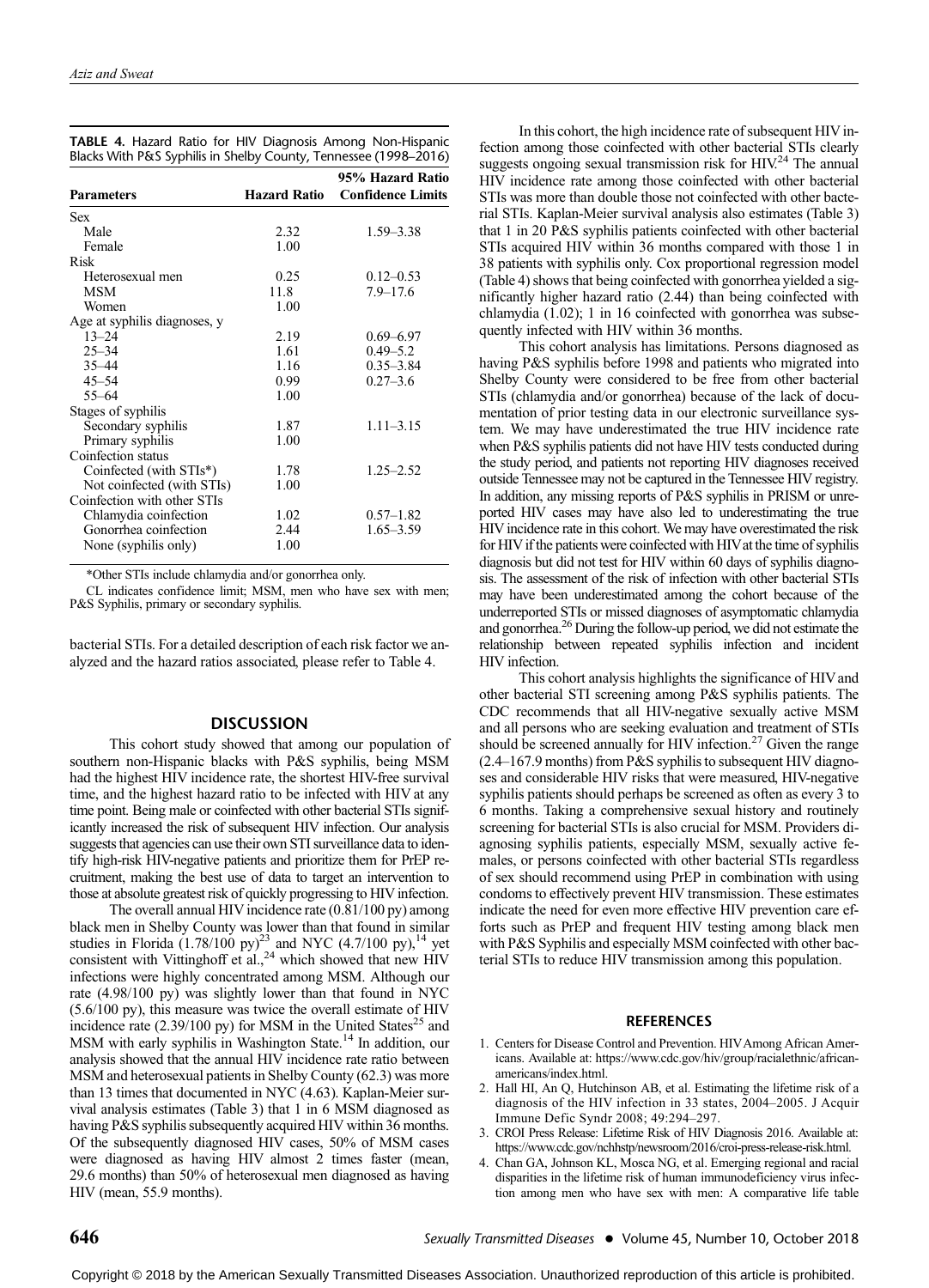**TABLE 4.** Hazard Ratio for HIV Diagnosis Among Non-Hispanic Blacks With P&S Syphilis in Shelby County, Tennessee (1998–2016)

| Parameters | Hazard Ratio | 95% Hazard Ratio Confidence Limits |
|---|---|---|
| Sex | | |
| Male | 2.32 | 1.59–3.38 |
| Female | 1.00 | |
| Risk | | |
| Heterosexual men | 0.25 | 0.12–0.53 |
| MSM | 11.8 | 7.9–17.6 |
| Women | 1.00 | |
| Age at syphilis diagnoses, y | | |
| 13–24 | 2.19 | 0.69–6.97 |
| 25–34 | 1.61 | 0.49–5.2 |
| 35–44 | 1.16 | 0.35–3.84 |
| 45–54 | 0.99 | 0.27–3.6 |
| 55–64 | 1.00 | |
| Stages of syphilis | | |
| Secondary syphilis | 1.87 | 1.11–3.15 |
| Primary syphilis | 1.00 | |
| Coinfection status | | |
| Coinfected (with STIs*) | 1.78 | 1.25–2.52 |
| Not coinfected (with STIs) | 1.00 | |
| Coinfection with other STIs | | |
| Chlamydia coinfection | 1.02 | 0.57–1.82 |
| Gonorrhea coinfection | 2.44 | 1.65–3.59 |
| None (syphilis only) | 1.00 | |

*Other STIs include chlamydia and/or gonorrhea only.

CL indicates confidence limit; MSM, men who have sex with men; P&S Syphilis, primary or secondary syphilis.

bacterial STIs. For a detailed description of each risk factor we analyzed and the hazard ratios associated, please refer to Table 4.

## DISCUSSION

This cohort study showed that among our population of southern non-Hispanic blacks with P&S syphilis, being MSM had the highest HIV incidence rate, the shortest HIV-free survival time, and the highest hazard ratio to be infected with HIV at any time point. Being male or coinfected with other bacterial STIs significantly increased the risk of subsequent HIV infection. Our analysis suggests that agencies can use their own STI surveillance data to identify high-risk HIV-negative patients and prioritize them for PrEP recruitment, making the best use of data to target an intervention to those at absolute greatest risk of quickly progressing to HIV infection.

The overall annual HIV incidence rate (0.81/100 py) among black men in Shelby County was lower than that found in similar studies in Florida (1.78/100 py)[23] and NYC (4.7/100 py),[14] yet consistent with Vittinghoff et al.,[24] which showed that new HIV infections were highly concentrated among MSM. Although our rate (4.98/100 py) was slightly lower than that found in NYC (5.6/100 py), this measure was twice the overall estimate of HIV incidence rate (2.39/100 py) for MSM in the United States[25] and MSM with early syphilis in Washington State.[14] In addition, our analysis showed that the annual HIV incidence rate ratio between MSM and heterosexual patients in Shelby County (62.3) was more than 13 times that documented in NYC (4.63). Kaplan-Meier survival analysis estimates (Table 3) that 1 in 6 MSM diagnosed as having P&S syphilis subsequently acquired HIV within 36 months. Of the subsequently diagnosed HIV cases, 50% of MSM cases were diagnosed as having HIV almost 2 times faster (mean, 29.6 months) than 50% of heterosexual men diagnosed as having HIV (mean, 55.9 months).

In this cohort, the high incidence rate of subsequent HIV infection among those coinfected with other bacterial STIs clearly suggests ongoing sexual transmission risk for HIV.[24] The annual HIV incidence rate among those coinfected with other bacterial STIs was more than double those not coinfected with other bacterial STIs. Kaplan-Meier survival analysis also estimates (Table 3) that 1 in 20 P&S syphilis patients coinfected with other bacterial STIs acquired HIV within 36 months compared with those 1 in 38 patients with syphilis only. Cox proportional regression model (Table 4) shows that being coinfected with gonorrhea yielded a significantly higher hazard ratio (2.44) than being coinfected with chlamydia (1.02); 1 in 16 coinfected with gonorrhea was subsequently infected with HIV within 36 months.

This cohort analysis has limitations. Persons diagnosed as having P&S syphilis before 1998 and patients who migrated into Shelby County were considered to be free from other bacterial STIs (chlamydia and/or gonorrhea) because of the lack of documentation of prior testing data in our electronic surveillance system. We may have underestimated the true HIV incidence rate when P&S syphilis patients did not have HIV tests conducted during the study period, and patients not reporting HIV diagnoses received outside Tennessee may not be captured in the Tennessee HIV registry. In addition, any missing reports of P&S syphilis in PRISM or unreported HIV cases may have also led to underestimating the true HIV incidence rate in this cohort. We may have overestimated the risk for HIV if the patients were coinfected with HIV at the time of syphilis diagnosis but did not test for HIV within 60 days of syphilis diagnosis. The assessment of the risk of infection with other bacterial STIs may have been underestimated among the cohort because of the underreported STIs or missed diagnoses of asymptomatic chlamydia and gonorrhea.[26] During the follow-up period, we did not estimate the relationship between repeated syphilis infection and incident HIV infection.

This cohort analysis highlights the significance of HIV and other bacterial STI screening among P&S syphilis patients. The CDC recommends that all HIV-negative sexually active MSM and all persons who are seeking evaluation and treatment of STIs should be screened annually for HIV infection.[27] Given the range (2.4–167.9 months) from P&S syphilis to subsequent HIV diagnoses and considerable HIV risks that were measured, HIV-negative syphilis patients should perhaps be screened as often as every 3 to 6 months. Taking a comprehensive sexual history and routinely screening for bacterial STIs is also crucial for MSM. Providers diagnosing syphilis patients, especially MSM, sexually active females, or persons coinfected with other bacterial STIs regardless of sex should recommend using PrEP in combination with using condoms to effectively prevent HIV transmission. These estimates indicate the need for even more effective HIV prevention care efforts such as PrEP and frequent HIV testing among black men with P&S Syphilis and especially MSM coinfected with other bacterial STIs to reduce HIV transmission among this population.

## REFERENCES

1. Centers for Disease Control and Prevention. HIV Among African Americans. Available at: https://www.cdc.gov/hiv/group/racialethnic/africanamericans/index.html.
2. Hall HI, An Q, Hutchinson AB, et al. Estimating the lifetime risk of a diagnosis of the HIV infection in 33 states, 2004–2005. J Acquir Immune Defic Syndr 2008; 49:294–297.
3. CROI Press Release: Lifetime Risk of HIV Diagnosis 2016. Available at: https://www.cdc.gov/nchhstp/newsroom/2016/croi-press-release-risk.html.
4. Chan GA, Johnson KL, Mosca NG, et al. Emerging regional and racial disparities in the lifetime risk of human immunodeficiency virus infection among men who have sex with men: A comparative life table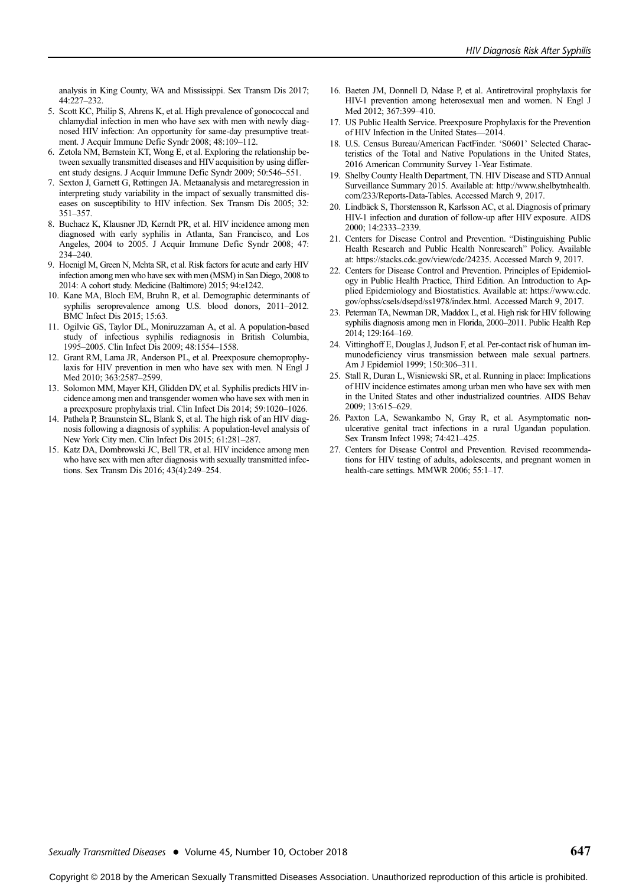analysis in King County, WA and Mississippi. Sex Transm Dis 2017; 44:227–232.

5. Scott KC, Philip S, Ahrens K, et al. High prevalence of gonococcal and chlamydial infection in men who have sex with men with newly diagnosed HIV infection: An opportunity for same-day presumptive treatment. J Acquir Immune Defic Syndr 2008; 48:109–112.
6. Zetola NM, Bernstein KT, Wong E, et al. Exploring the relationship between sexually transmitted diseases and HIV acquisition by using different study designs. J Acquir Immune Defic Syndr 2009; 50:546–551.
7. Sexton J, Garnett G, Røttingen JA. Metaanalysis and metaregression in interpreting study variability in the impact of sexually transmitted diseases on susceptibility to HIV infection. Sex Transm Dis 2005; 32: 351–357.
8. Buchacz K, Klausner JD, Kerndt PR, et al. HIV incidence among men diagnosed with early syphilis in Atlanta, San Francisco, and Los Angeles, 2004 to 2005. J Acquir Immune Defic Syndr 2008; 47: 234–240.
9. Hoenigl M, Green N, Mehta SR, et al. Risk factors for acute and early HIV infection among men who have sex with men (MSM) in San Diego, 2008 to 2014: A cohort study. Medicine (Baltimore) 2015; 94:e1242.
10. Kane MA, Bloch EM, Bruhn R, et al. Demographic determinants of syphilis seroprevalence among U.S. blood donors, 2011–2012. BMC Infect Dis 2015; 15:63.
11. Ogilvie GS, Taylor DL, Moniruzzaman A, et al. A population-based study of infectious syphilis rediagnosis in British Columbia, 1995–2005. Clin Infect Dis 2009; 48:1554–1558.
12. Grant RM, Lama JR, Anderson PL, et al. Preexposure chemoprophylaxis for HIV prevention in men who have sex with men. N Engl J Med 2010; 363:2587–2599.
13. Solomon MM, Mayer KH, Glidden DV, et al. Syphilis predicts HIV incidence among men and transgender women who have sex with men in a preexposure prophylaxis trial. Clin Infect Dis 2014; 59:1020–1026.
14. Pathela P, Braunstein SL, Blank S, et al. The high risk of an HIV diagnosis following a diagnosis of syphilis: A population-level analysis of New York City men. Clin Infect Dis 2015; 61:281–287.
15. Katz DA, Dombrowski JC, Bell TR, et al. HIV incidence among men who have sex with men after diagnosis with sexually transmitted infections. Sex Transm Dis 2016; 43(4):249–254.
16. Baeten JM, Donnell D, Ndase P, et al. Antiretroviral prophylaxis for HIV-1 prevention among heterosexual men and women. N Engl J Med 2012; 367:399–410.
17. US Public Health Service. Preexposure Prophylaxis for the Prevention of HIV Infection in the United States—2014.
18. U.S. Census Bureau/American FactFinder. 'S0601' Selected Characteristics of the Total and Native Populations in the United States, 2016 American Community Survey 1-Year Estimate.
19. Shelby County Health Department, TN. HIV Disease and STD Annual Surveillance Summary 2015. Available at: http://www.shelbytnhealth.com/233/Reports-Data-Tables. Accessed March 9, 2017.
20. Lindbäck S, Thorstensson R, Karlsson AC, et al. Diagnosis of primary HIV-1 infection and duration of follow-up after HIV exposure. AIDS 2000; 14:2333–2339.
21. Centers for Disease Control and Prevention. "Distinguishing Public Health Research and Public Health Nonresearch" Policy. Available at: https://stacks.cdc.gov/view/cdc/24235. Accessed March 9, 2017.
22. Centers for Disease Control and Prevention. Principles of Epidemiology in Public Health Practice, Third Edition. An Introduction to Applied Epidemiology and Biostatistics. Available at: https://www.cdc.gov/ophss/csels/dsepd/ss1978/index.html. Accessed March 9, 2017.
23. Peterman TA, Newman DR, Maddox L, et al. High risk for HIV following syphilis diagnosis among men in Florida, 2000–2011. Public Health Rep 2014; 129:164–169.
24. Vittinghoff E, Douglas J, Judson F, et al. Per-contact risk of human immunodeficiency virus transmission between male sexual partners. Am J Epidemiol 1999; 150:306–311.
25. Stall R, Duran L, Wisniewski SR, et al. Running in place: Implications of HIV incidence estimates among urban men who have sex with men in the United States and other industrialized countries. AIDS Behav 2009; 13:615–629.
26. Paxton LA, Sewankambo N, Gray R, et al. Asymptomatic nonulcerative genital tract infections in a rural Ugandan population. Sex Transm Infect 1998; 74:421–425.
27. Centers for Disease Control and Prevention. Revised recommendations for HIV testing of adults, adolescents, and pregnant women in health-care settings. MMWR 2006; 55:1–17.

Copyright © 2018 by the American Sexually Transmitted Diseases Association. Unauthorized reproduction of this article is prohibited.